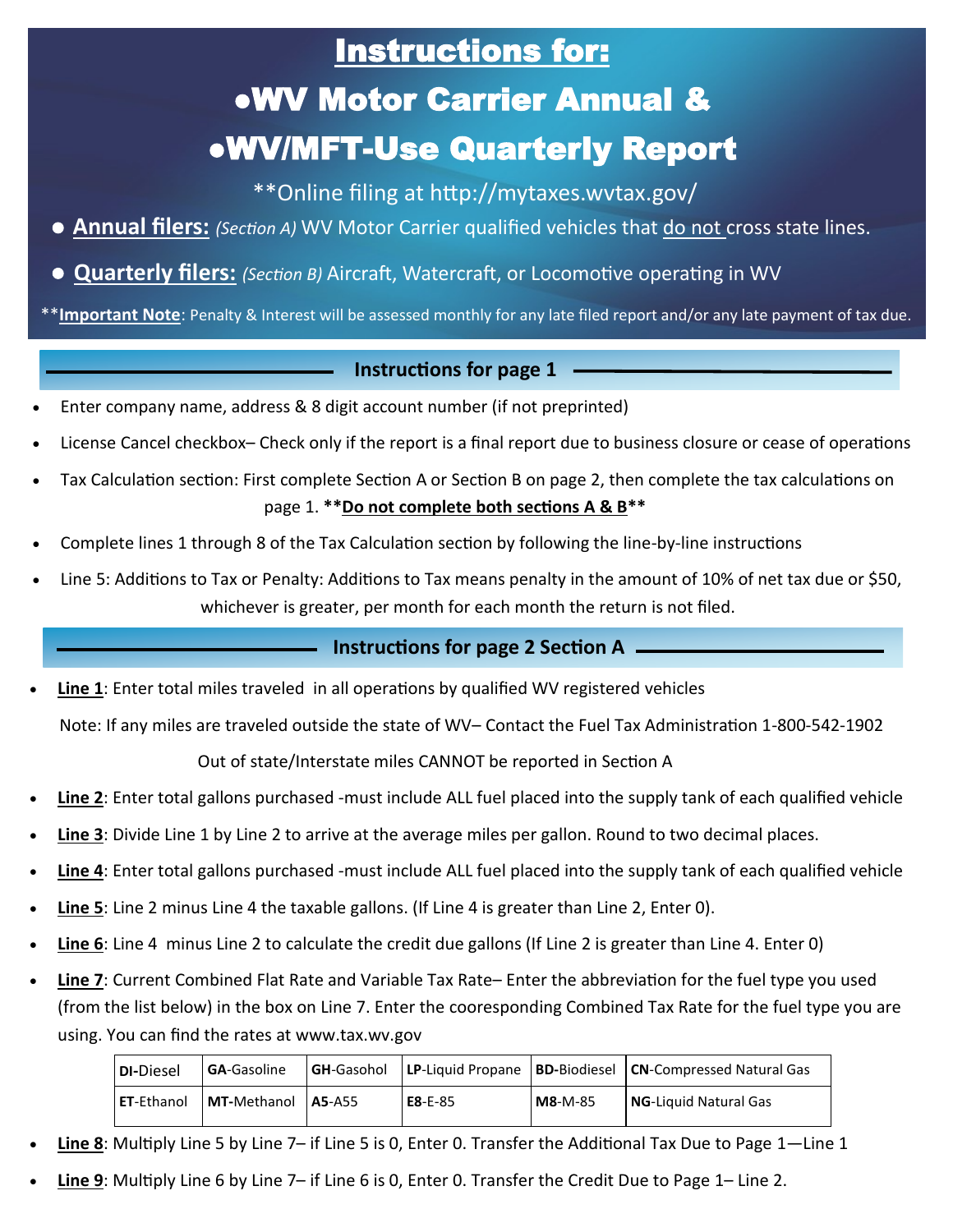# Instructions for:

# •WV Motor Carrier Annual &

# •WV/MFT-Use Quarterly Report

**Online filing at http://mytaxes.wvtax.gov/

- **Annual filers:** *(Section A)* WV Motor Carrier qualified vehicles that do not cross state lines.
- **Quarterly filers:** *(Section B)* Aircraft, Watercraft, or Locomotive operating in WV

****Important Note**: Penalty & Interest will be assessed monthly for any late filed report and/or any late payment of tax due.

## Instructions for page 1

- Enter company name, address & 8 digit account number (if not preprinted)
- License Cancel checkbox– Check only if the report is a final report due to business closure or cease of operations
- Tax Calculation section: First complete Section A or Section B on page 2, then complete the tax calculations on page 1. ****Do not complete both sections A & B****
- Complete lines 1 through 8 of the Tax Calculation section by following the line-by-line instructions
- Line 5: Additions to Tax or Penalty: Additions to Tax means penalty in the amount of 10% of net tax due or $50, whichever is greater, per month for each month the return is not filed.

## Instructions for page 2 Section A

- **Line 1**: Enter total miles traveled in all operations by qualified WV registered vehicles

  Note: If any miles are traveled outside the state of WV– Contact the Fuel Tax Administration 1-800-542-1902

  Out of state/Interstate miles CANNOT be reported in Section A
- **Line 2**: Enter total gallons purchased -must include ALL fuel placed into the supply tank of each qualified vehicle
- **Line 3**: Divide Line 1 by Line 2 to arrive at the average miles per gallon. Round to two decimal places.
- **Line 4**: Enter total gallons purchased -must include ALL fuel placed into the supply tank of each qualified vehicle
- **Line 5**: Line 2 minus Line 4 the taxable gallons. (If Line 4 is greater than Line 2, Enter 0).
- **Line 6**: Line 4 minus Line 2 to calculate the credit due gallons (If Line 2 is greater than Line 4. Enter 0)
- **Line 7**: Current Combined Flat Rate and Variable Tax Rate– Enter the abbreviation for the fuel type you used (from the list below) in the box on Line 7. Enter the cooresponding Combined Tax Rate for the fuel type you are using. You can find the rates at www.tax.wv.gov

| **DI**-Diesel | **GA**-Gasoline | **GH**-Gasohol | **LP**-Liquid Propane | **BD**-Biodiesel | **CN**-Compressed Natural Gas |
|---|---|---|---|---|---|
| **ET**-Ethanol | **MT**-Methanol | **A5**-A55 | **E8**-E-85 | **M8**-M-85 | **NG**-Liquid Natural Gas |

- **Line 8**: Multiply Line 5 by Line 7– if Line 5 is 0, Enter 0. Transfer the Additional Tax Due to Page 1—Line 1
- **Line 9**: Multiply Line 6 by Line 7– if Line 6 is 0, Enter 0. Transfer the Credit Due to Page 1– Line 2.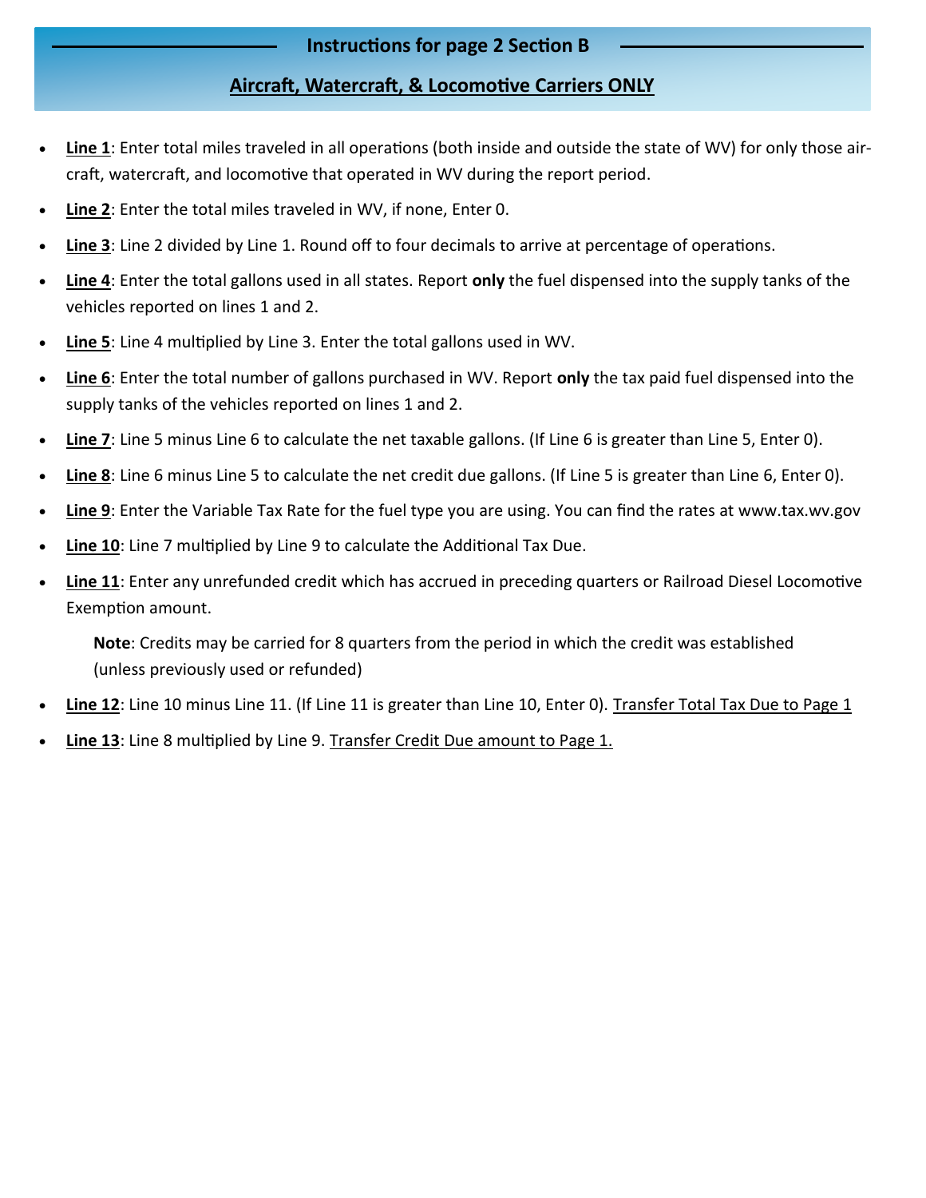## Instructions for page 2 Section B

### Aircraft, Watercraft, & Locomotive Carriers ONLY

- **Line 1**: Enter total miles traveled in all operations (both inside and outside the state of WV) for only those aircraft, watercraft, and locomotive that operated in WV during the report period.
- **Line 2**: Enter the total miles traveled in WV, if none, Enter 0.
- **Line 3**: Line 2 divided by Line 1. Round off to four decimals to arrive at percentage of operations.
- **Line 4**: Enter the total gallons used in all states. Report **only** the fuel dispensed into the supply tanks of the vehicles reported on lines 1 and 2.
- **Line 5**: Line 4 multiplied by Line 3. Enter the total gallons used in WV.
- **Line 6**: Enter the total number of gallons purchased in WV. Report **only** the tax paid fuel dispensed into the supply tanks of the vehicles reported on lines 1 and 2.
- **Line 7**: Line 5 minus Line 6 to calculate the net taxable gallons. (If Line 6 is greater than Line 5, Enter 0).
- **Line 8**: Line 6 minus Line 5 to calculate the net credit due gallons. (If Line 5 is greater than Line 6, Enter 0).
- **Line 9**: Enter the Variable Tax Rate for the fuel type you are using. You can find the rates at www.tax.wv.gov
- **Line 10**: Line 7 multiplied by Line 9 to calculate the Additional Tax Due.
- **Line 11**: Enter any unrefunded credit which has accrued in preceding quarters or Railroad Diesel Locomotive Exemption amount.

  **Note**: Credits may be carried for 8 quarters from the period in which the credit was established (unless previously used or refunded)

- **Line 12**: Line 10 minus Line 11. (If Line 11 is greater than Line 10, Enter 0). Transfer Total Tax Due to Page 1
- **Line 13**: Line 8 multiplied by Line 9. Transfer Credit Due amount to Page 1.